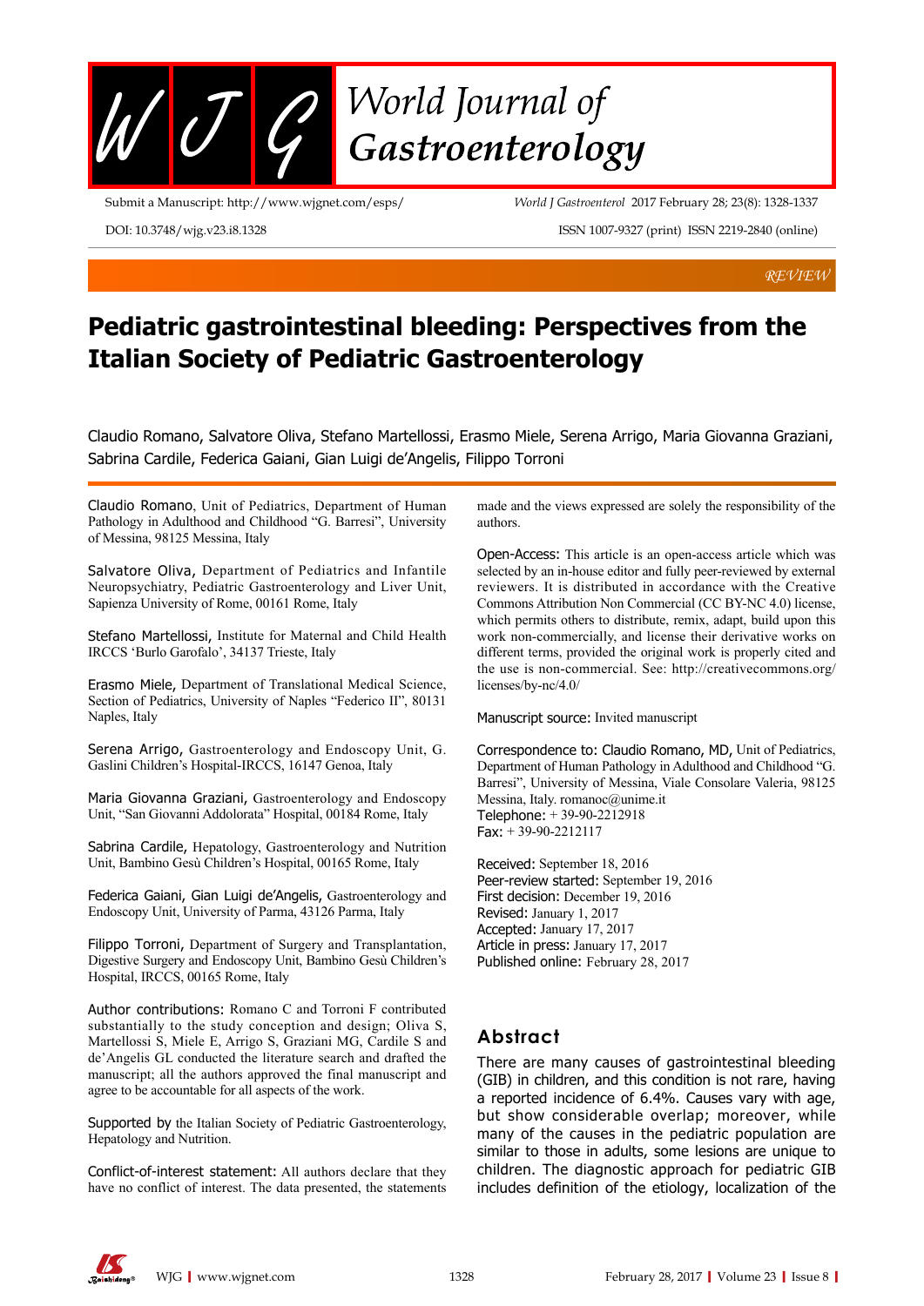REVIEW

# Pediatric gastrointestinal bleeding: Perspectives from the Italian Society of Pediatric Gastroenterology

Claudio Romano, Salvatore Oliva, Stefano Martellossi, Erasmo Miele, Serena Arrigo, Maria Giovanna Graziani, Sabrina Cardile, Federica Gaiani, Gian Luigi de'Angelis, Filippo Torroni

Claudio Romano, Unit of Pediatrics, Department of Human Pathology in Adulthood and Childhood "G. Barresi", University of Messina, 98125 Messina, Italy

Salvatore Oliva, Department of Pediatrics and Infantile Neuropsychiatry, Pediatric Gastroenterology and Liver Unit, Sapienza University of Rome, 00161 Rome, Italy

Stefano Martellossi, Institute for Maternal and Child Health IRCCS 'Burlo Garofalo', 34137 Trieste, Italy

Erasmo Miele, Department of Translational Medical Science, Section of Pediatrics, University of Naples "Federico II", 80131 Naples, Italy

Serena Arrigo, Gastroenterology and Endoscopy Unit, G. Gaslini Children's Hospital-IRCCS, 16147 Genoa, Italy

Maria Giovanna Graziani, Gastroenterology and Endoscopy Unit, "San Giovanni Addolorata" Hospital, 00184 Rome, Italy

Sabrina Cardile, Hepatology, Gastroenterology and Nutrition Unit, Bambino Gesù Children's Hospital, 00165 Rome, Italy

Federica Gaiani, Gian Luigi de'Angelis, Gastroenterology and Endoscopy Unit, University of Parma, 43126 Parma, Italy

Filippo Torroni, Department of Surgery and Transplantation, Digestive Surgery and Endoscopy Unit, Bambino Gesù Children's Hospital, IRCCS, 00165 Rome, Italy

Author contributions: Romano C and Torroni F contributed substantially to the study conception and design; Oliva S, Martellossi S, Miele E, Arrigo S, Graziani MG, Cardile S and de'Angelis GL conducted the literature search and drafted the manuscript; all the authors approved the final manuscript and agree to be accountable for all aspects of the work.

Supported by the Italian Society of Pediatric Gastroenterology, Hepatology and Nutrition.

Conflict-of-interest statement: All authors declare that they have no conflict of interest. The data presented, the statements made and the views expressed are solely the responsibility of the authors.

Open-Access: This article is an open-access article which was selected by an in-house editor and fully peer-reviewed by external reviewers. It is distributed in accordance with the Creative Commons Attribution Non Commercial (CC BY-NC 4.0) license, which permits others to distribute, remix, adapt, build upon this work non-commercially, and license their derivative works on different terms, provided the original work is properly cited and the use is non-commercial. See: http://creativecommons.org/licenses/by-nc/4.0/

Manuscript source: Invited manuscript

Correspondence to: Claudio Romano, MD, Unit of Pediatrics, Department of Human Pathology in Adulthood and Childhood "G. Barresi", University of Messina, Viale Consolare Valeria, 98125 Messina, Italy. romanoc@unime.it
Telephone: + 39-90-2212918
Fax: + 39-90-2212117

Received: September 18, 2016
Peer-review started: September 19, 2016
First decision: December 19, 2016
Revised: January 1, 2017
Accepted: January 17, 2017
Article in press: January 17, 2017
Published online: February 28, 2017

## Abstract

There are many causes of gastrointestinal bleeding (GIB) in children, and this condition is not rare, having a reported incidence of 6.4%. Causes vary with age, but show considerable overlap; moreover, while many of the causes in the pediatric population are similar to those in adults, some lesions are unique to children. The diagnostic approach for pediatric GIB includes definition of the etiology, localization of the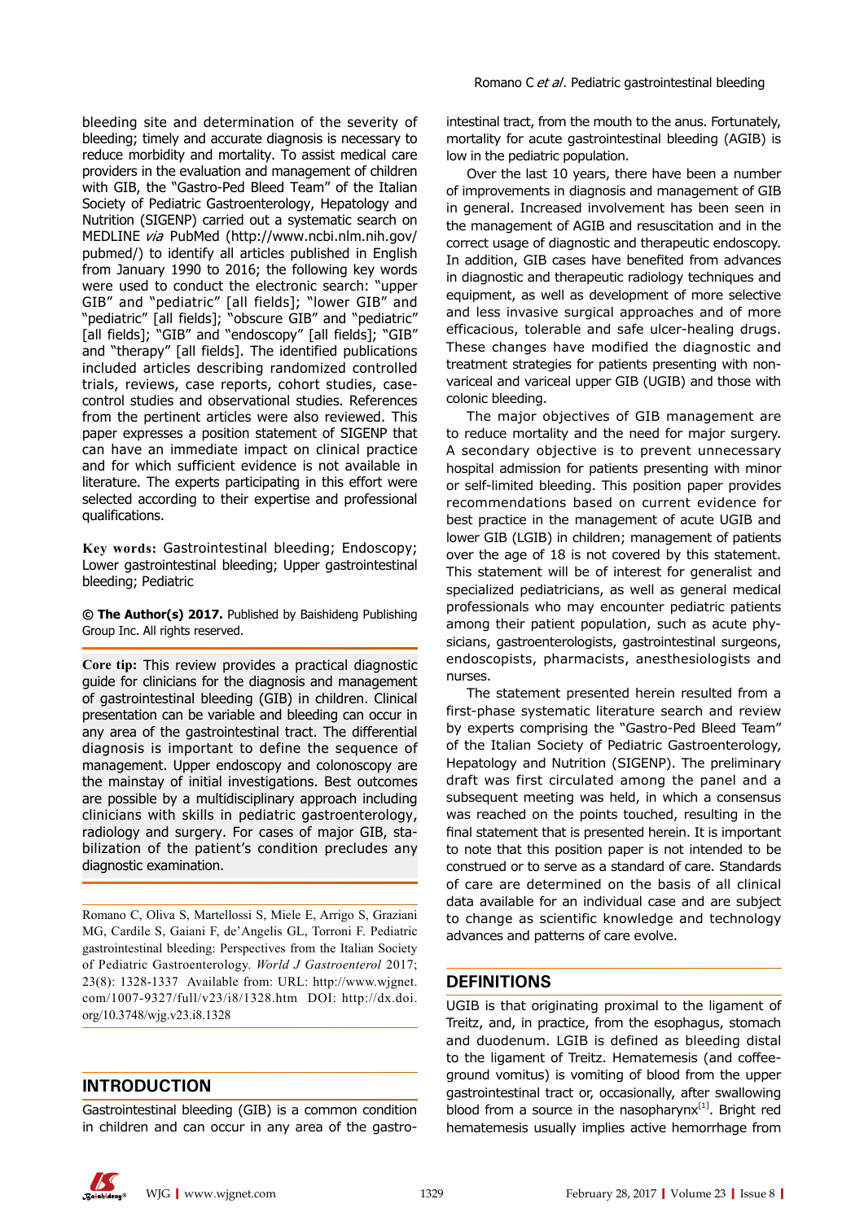bleeding site and determination of the severity of bleeding; timely and accurate diagnosis is necessary to reduce morbidity and mortality. To assist medical care providers in the evaluation and management of children with GIB, the "Gastro-Ped Bleed Team" of the Italian Society of Pediatric Gastroenterology, Hepatology and Nutrition (SIGENP) carried out a systematic search on MEDLINE *via* PubMed (http://www.ncbi.nlm.nih.gov/pubmed/) to identify all articles published in English from January 1990 to 2016; the following key words were used to conduct the electronic search: "upper GIB" and "pediatric" [all fields]; "lower GIB" and "pediatric" [all fields]; "obscure GIB" and "pediatric" [all fields]; "GIB" and "endoscopy" [all fields]; "GIB" and "therapy" [all fields]. The identified publications included articles describing randomized controlled trials, reviews, case reports, cohort studies, case-control studies and observational studies. References from the pertinent articles were also reviewed. This paper expresses a position statement of SIGENP that can have an immediate impact on clinical practice and for which sufficient evidence is not available in literature. The experts participating in this effort were selected according to their expertise and professional qualifications.

**Key words:** Gastrointestinal bleeding; Endoscopy; Lower gastrointestinal bleeding; Upper gastrointestinal bleeding; Pediatric

**© The Author(s) 2017.** Published by Baishideng Publishing Group Inc. All rights reserved.

**Core tip:** This review provides a practical diagnostic guide for clinicians for the diagnosis and management of gastrointestinal bleeding (GIB) in children. Clinical presentation can be variable and bleeding can occur in any area of the gastrointestinal tract. The differential diagnosis is important to define the sequence of management. Upper endoscopy and colonoscopy are the mainstay of initial investigations. Best outcomes are possible by a multidisciplinary approach including clinicians with skills in pediatric gastroenterology, radiology and surgery. For cases of major GIB, stabilization of the patient's condition precludes any diagnostic examination.

Romano C, Oliva S, Martellossi S, Miele E, Arrigo S, Graziani MG, Cardile S, Gaiani F, de'Angelis GL, Torroni F. Pediatric gastrointestinal bleeding: Perspectives from the Italian Society of Pediatric Gastroenterology. *World J Gastroenterol* 2017; 23(8): 1328-1337 Available from: URL: http://www.wjgnet.com/1007-9327/full/v23/i8/1328.htm DOI: http://dx.doi.org/10.3748/wjg.v23.i8.1328

## INTRODUCTION

Gastrointestinal bleeding (GIB) is a common condition in children and can occur in any area of the gastrointestinal tract, from the mouth to the anus. Fortunately, mortality for acute gastrointestinal bleeding (AGIB) is low in the pediatric population.

Over the last 10 years, there have been a number of improvements in diagnosis and management of GIB in general. Increased involvement has been seen in the management of AGIB and resuscitation and in the correct usage of diagnostic and therapeutic endoscopy. In addition, GIB cases have benefited from advances in diagnostic and therapeutic radiology techniques and equipment, as well as development of more selective and less invasive surgical approaches and of more efficacious, tolerable and safe ulcer-healing drugs. These changes have modified the diagnostic and treatment strategies for patients presenting with non-variceal and variceal upper GIB (UGIB) and those with colonic bleeding.

The major objectives of GIB management are to reduce mortality and the need for major surgery. A secondary objective is to prevent unnecessary hospital admission for patients presenting with minor or self-limited bleeding. This position paper provides recommendations based on current evidence for best practice in the management of acute UGIB and lower GIB (LGIB) in children; management of patients over the age of 18 is not covered by this statement. This statement will be of interest for generalist and specialized pediatricians, as well as general medical professionals who may encounter pediatric patients among their patient population, such as acute physicians, gastroenterologists, gastrointestinal surgeons, endoscopists, pharmacists, anesthesiologists and nurses.

The statement presented herein resulted from a first-phase systematic literature search and review by experts comprising the "Gastro-Ped Bleed Team" of the Italian Society of Pediatric Gastroenterology, Hepatology and Nutrition (SIGENP). The preliminary draft was first circulated among the panel and a subsequent meeting was held, in which a consensus was reached on the points touched, resulting in the final statement that is presented herein. It is important to note that this position paper is not intended to be construed or to serve as a standard of care. Standards of care are determined on the basis of all clinical data available for an individual case and are subject to change as scientific knowledge and technology advances and patterns of care evolve.

## DEFINITIONS

UGIB is that originating proximal to the ligament of Treitz, and, in practice, from the esophagus, stomach and duodenum. LGIB is defined as bleeding distal to the ligament of Treitz. Hematemesis (and coffee-ground vomitus) is vomiting of blood from the upper gastrointestinal tract or, occasionally, after swallowing blood from a source in the nasopharynx[1]. Bright red hematemesis usually implies active hemorrhage from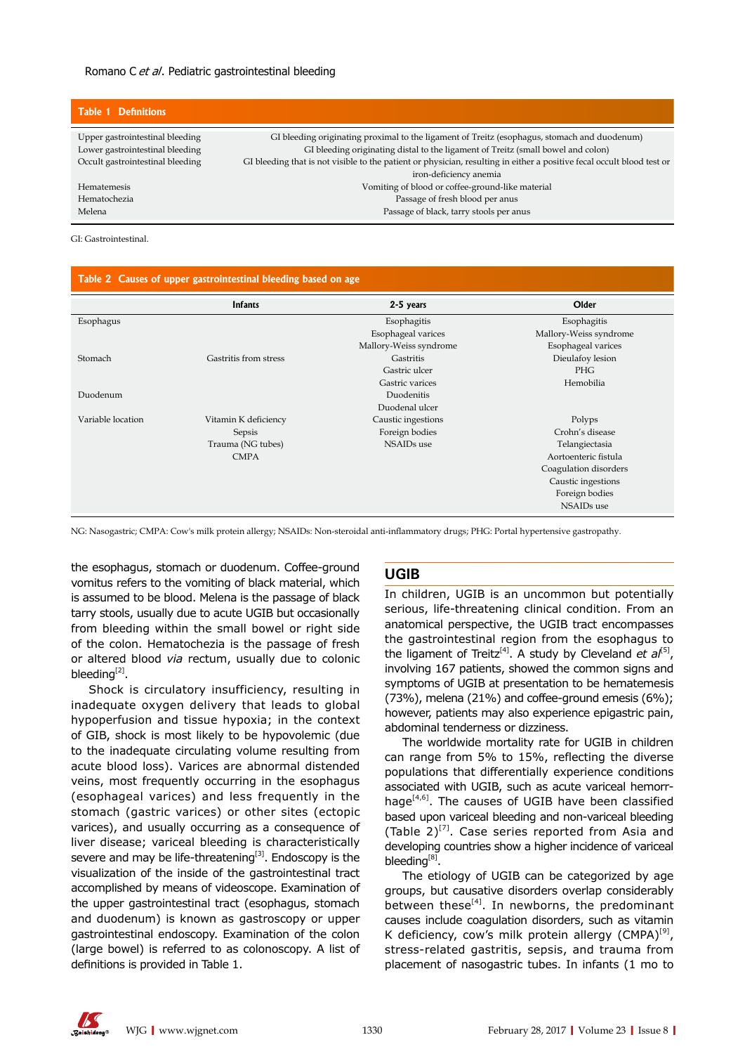**Table 1 Definitions**

| | |
|---|---|
| Upper gastrointestinal bleeding | GI bleeding originating proximal to the ligament of Treitz (esophagus, stomach and duodenum) |
| Lower gastrointestinal bleeding | GI bleeding originating distal to the ligament of Treitz (small bowel and colon) |
| Occult gastrointestinal bleeding | GI bleeding that is not visible to the patient or physician, resulting in either a positive fecal occult blood test or iron-deficiency anemia |
| Hematemesis | Vomiting of blood or coffee-ground-like material |
| Hematochezia | Passage of fresh blood per anus |
| Melena | Passage of black, tarry stools per anus |

GI: Gastrointestinal.

**Table 2 Causes of upper gastrointestinal bleeding based on age**

| | Infants | 2-5 years | Older |
|---|---|---|---|
| Esophagus | | Esophagitis | Esophagitis |
| | | Esophageal varices | Mallory-Weiss syndrome |
| | | Mallory-Weiss syndrome | Esophageal varices |
| Stomach | Gastritis from stress | Gastritis | Dieulafoy lesion |
| | | Gastric ulcer | PHG |
| | | Gastric varices | Hemobilia |
| Duodenum | | Duodenitis | |
| | | Duodenal ulcer | |
| Variable location | Vitamin K deficiency | Caustic ingestions | Polyps |
| | Sepsis | Foreign bodies | Crohn's disease |
| | Trauma (NG tubes) | NSAIDs use | Telangiectasia |
| | CMPA | | Aortoenteric fistula |
| | | | Coagulation disorders |
| | | | Caustic ingestions |
| | | | Foreign bodies |
| | | | NSAIDs use |

NG: Nasogastric; CMPA: Cow's milk protein allergy; NSAIDs: Non-steroidal anti-inflammatory drugs; PHG: Portal hypertensive gastropathy.

the esophagus, stomach or duodenum. Coffee-ground vomitus refers to the vomiting of black material, which is assumed to be blood. Melena is the passage of black tarry stools, usually due to acute UGIB but occasionally from bleeding within the small bowel or right side of the colon. Hematochezia is the passage of fresh or altered blood *via* rectum, usually due to colonic bleeding[2].

Shock is circulatory insufficiency, resulting in inadequate oxygen delivery that leads to global hypoperfusion and tissue hypoxia; in the context of GIB, shock is most likely to be hypovolemic (due to the inadequate circulating volume resulting from acute blood loss). Varices are abnormal distended veins, most frequently occurring in the esophagus (esophageal varices) and less frequently in the stomach (gastric varices) or other sites (ectopic varices), and usually occurring as a consequence of liver disease; variceal bleeding is characteristically severe and may be life-threatening[3]. Endoscopy is the visualization of the inside of the gastrointestinal tract accomplished by means of videoscope. Examination of the upper gastrointestinal tract (esophagus, stomach and duodenum) is known as gastroscopy or upper gastrointestinal endoscopy. Examination of the colon (large bowel) is referred to as colonoscopy. A list of definitions is provided in Table 1.

## UGIB

In children, UGIB is an uncommon but potentially serious, life-threatening clinical condition. From an anatomical perspective, the UGIB tract encompasses the gastrointestinal region from the esophagus to the ligament of Treitz[4]. A study by Cleveland *et al*[5], involving 167 patients, showed the common signs and symptoms of UGIB at presentation to be hematemesis (73%), melena (21%) and coffee-ground emesis (6%); however, patients may also experience epigastric pain, abdominal tenderness or dizziness.

The worldwide mortality rate for UGIB in children can range from 5% to 15%, reflecting the diverse populations that differentially experience conditions associated with UGIB, such as acute variceal hemorrhage[4,6]. The causes of UGIB have been classified based upon variceal bleeding and non-variceal bleeding (Table 2)[7]. Case series reported from Asia and developing countries show a higher incidence of variceal bleeding[8].

The etiology of UGIB can be categorized by age groups, but causative disorders overlap considerably between these[4]. In newborns, the predominant causes include coagulation disorders, such as vitamin K deficiency, cow's milk protein allergy (CMPA)[9], stress-related gastritis, sepsis, and trauma from placement of nasogastric tubes. In infants (1 mo to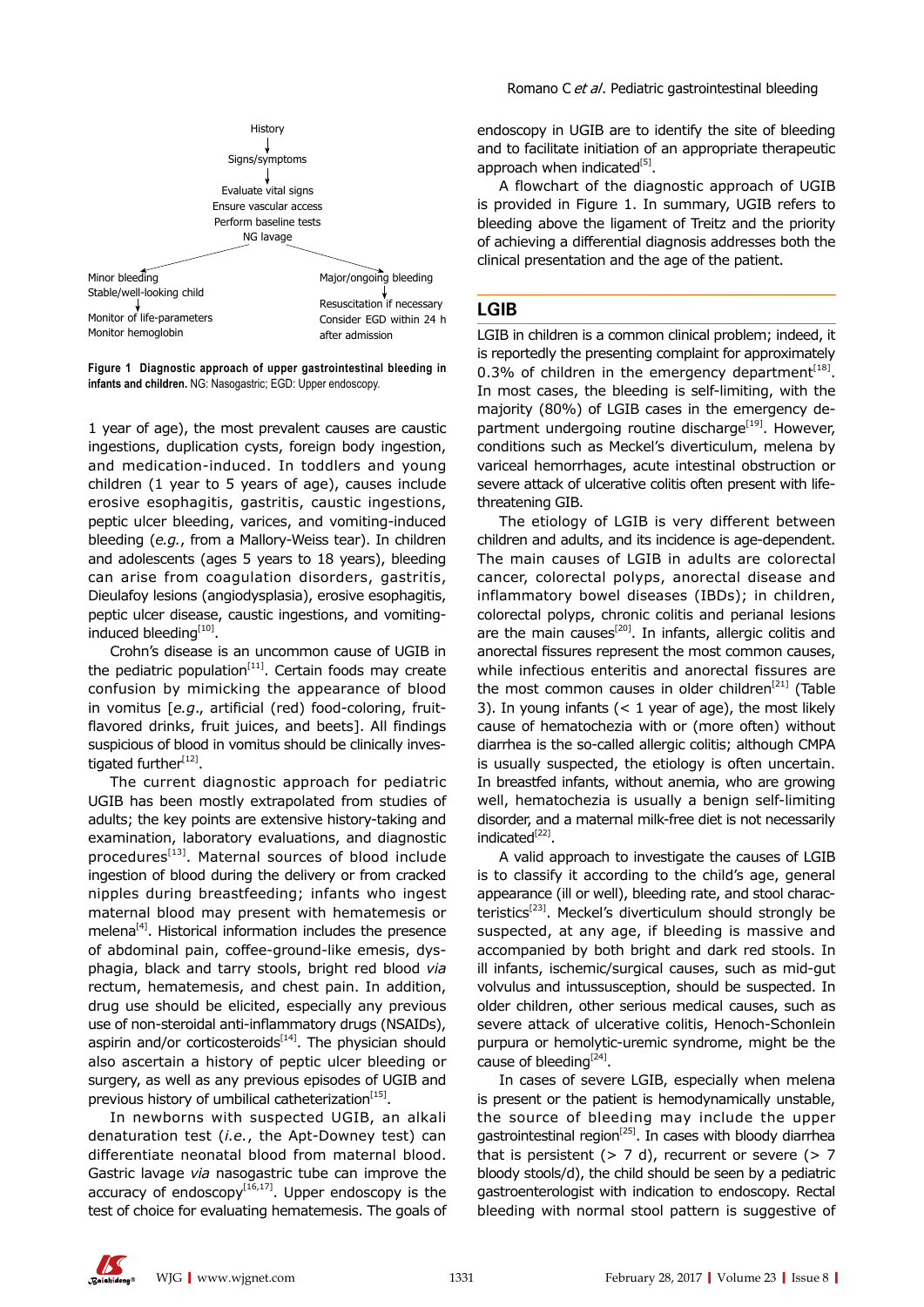History

Signs/symptoms

Evaluate vital signs
Ensure vascular access
Perform baseline tests
NG lavage

Minor bleeding
Stable/well-looking child

Monitor of life-parameters
Monitor hemoglobin

Major/ongoing bleeding

Resuscitation if necessary
Consider EGD within 24 h
after admission

**Figure 1 Diagnostic approach of upper gastrointestinal bleeding in infants and children.** NG: Nasogastric; EGD: Upper endoscopy.

1 year of age), the most prevalent causes are caustic ingestions, duplication cysts, foreign body ingestion, and medication-induced. In toddlers and young children (1 year to 5 years of age), causes include erosive esophagitis, gastritis, caustic ingestions, peptic ulcer bleeding, varices, and vomiting-induced bleeding (*e.g.*, from a Mallory-Weiss tear). In children and adolescents (ages 5 years to 18 years), bleeding can arise from coagulation disorders, gastritis, Dieulafoy lesions (angiodysplasia), erosive esophagitis, peptic ulcer disease, caustic ingestions, and vomiting-induced bleeding[10].

Crohn's disease is an uncommon cause of UGIB in the pediatric population[11]. Certain foods may create confusion by mimicking the appearance of blood in vomitus [*e.g.*, artificial (red) food-coloring, fruit-flavored drinks, fruit juices, and beets]. All findings suspicious of blood in vomitus should be clinically investigated further[12].

The current diagnostic approach for pediatric UGIB has been mostly extrapolated from studies of adults; the key points are extensive history-taking and examination, laboratory evaluations, and diagnostic procedures[13]. Maternal sources of blood include ingestion of blood during the delivery or from cracked nipples during breastfeeding; infants who ingest maternal blood may present with hematemesis or melena[4]. Historical information includes the presence of abdominal pain, coffee-ground-like emesis, dysphagia, black and tarry stools, bright red blood *via* rectum, hematemesis, and chest pain. In addition, drug use should be elicited, especially any previous use of non-steroidal anti-inflammatory drugs (NSAIDs), aspirin and/or corticosteroids[14]. The physician should also ascertain a history of peptic ulcer bleeding or surgery, as well as any previous episodes of UGIB and previous history of umbilical catheterization[15].

In newborns with suspected UGIB, an alkali denaturation test (*i.e.*, the Apt-Downey test) can differentiate neonatal blood from maternal blood. Gastric lavage *via* nasogastric tube can improve the accuracy of endoscopy[16,17]. Upper endoscopy is the test of choice for evaluating hematemesis. The goals of endoscopy in UGIB are to identify the site of bleeding and to facilitate initiation of an appropriate therapeutic approach when indicated[5].

A flowchart of the diagnostic approach of UGIB is provided in Figure 1. In summary, UGIB refers to bleeding above the ligament of Treitz and the priority of achieving a differential diagnosis addresses both the clinical presentation and the age of the patient.

## LGIB

LGIB in children is a common clinical problem; indeed, it is reportedly the presenting complaint for approximately 0.3% of children in the emergency department[18]. In most cases, the bleeding is self-limiting, with the majority (80%) of LGIB cases in the emergency department undergoing routine discharge[19]. However, conditions such as Meckel's diverticulum, melena by variceal hemorrhages, acute intestinal obstruction or severe attack of ulcerative colitis often present with life-threatening GIB.

The etiology of LGIB is very different between children and adults, and its incidence is age-dependent. The main causes of LGIB in adults are colorectal cancer, colorectal polyps, anorectal disease and inflammatory bowel diseases (IBDs); in children, colorectal polyps, chronic colitis and perianal lesions are the main causes[20]. In infants, allergic colitis and anorectal fissures represent the most common causes, while infectious enteritis and anorectal fissures are the most common causes in older children[21] (Table 3). In young infants (< 1 year of age), the most likely cause of hematochezia with or (more often) without diarrhea is the so-called allergic colitis; although CMPA is usually suspected, the etiology is often uncertain. In breastfed infants, without anemia, who are growing well, hematochezia is usually a benign self-limiting disorder, and a maternal milk-free diet is not necessarily indicated[22].

A valid approach to investigate the causes of LGIB is to classify it according to the child's age, general appearance (ill or well), bleeding rate, and stool characteristics[23]. Meckel's diverticulum should strongly be suspected, at any age, if bleeding is massive and accompanied by both bright and dark red stools. In ill infants, ischemic/surgical causes, such as mid-gut volvulus and intussusception, should be suspected. In older children, other serious medical causes, such as severe attack of ulcerative colitis, Henoch-Schonlein purpura or hemolytic-uremic syndrome, might be the cause of bleeding[24].

In cases of severe LGIB, especially when melena is present or the patient is hemodynamically unstable, the source of bleeding may include the upper gastrointestinal region[25]. In cases with bloody diarrhea that is persistent (> 7 d), recurrent or severe (> 7 bloody stools/d), the child should be seen by a pediatric gastroenterologist with indication to endoscopy. Rectal bleeding with normal stool pattern is suggestive of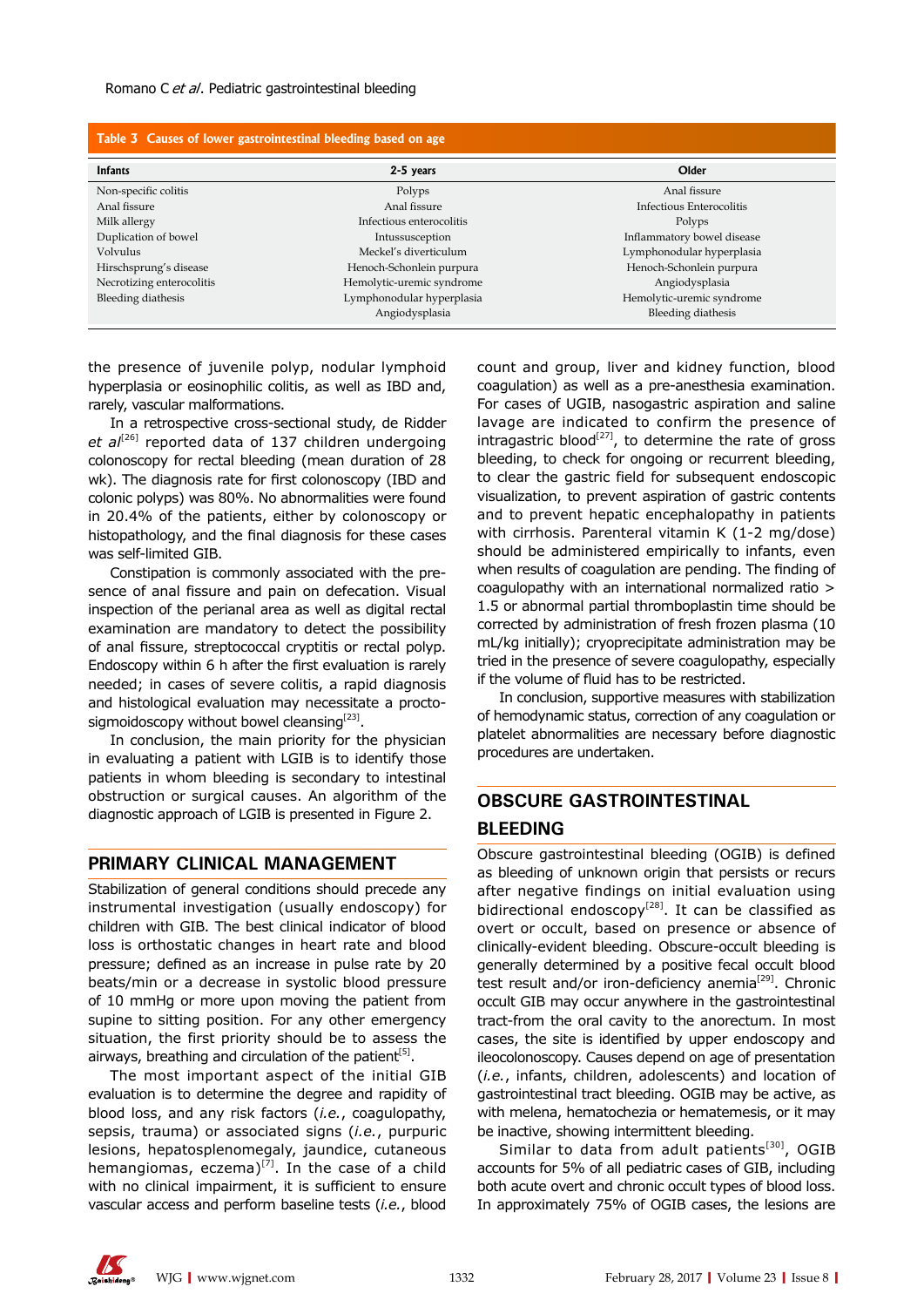**Table 3 Causes of lower gastrointestinal bleeding based on age**

| Infants | 2-5 years | Older |
|---|---|---|
| Non-specific colitis | Polyps | Anal fissure |
| Anal fissure | Anal fissure | Infectious Enterocolitis |
| Milk allergy | Infectious enterocolitis | Polyps |
| Duplication of bowel | Intussusception | Inflammatory bowel disease |
| Volvulus | Meckel's diverticulum | Lymphonodular hyperplasia |
| Hirschsprung's disease | Henoch-Schonlein purpura | Henoch-Schonlein purpura |
| Necrotizing enterocolitis | Hemolytic-uremic syndrome | Angiodysplasia |
| Bleeding diathesis | Lymphonodular hyperplasia | Hemolytic-uremic syndrome |
| | Angiodysplasia | Bleeding diathesis |

the presence of juvenile polyp, nodular lymphoid hyperplasia or eosinophilic colitis, as well as IBD and, rarely, vascular malformations.

In a retrospective cross-sectional study, de Ridder *et al*[26] reported data of 137 children undergoing colonoscopy for rectal bleeding (mean duration of 28 wk). The diagnosis rate for first colonoscopy (IBD and colonic polyps) was 80%. No abnormalities were found in 20.4% of the patients, either by colonoscopy or histopathology, and the final diagnosis for these cases was self-limited GIB.

Constipation is commonly associated with the presence of anal fissure and pain on defecation. Visual inspection of the perianal area as well as digital rectal examination are mandatory to detect the possibility of anal fissure, streptococcal cryptitis or rectal polyp. Endoscopy within 6 h after the first evaluation is rarely needed; in cases of severe colitis, a rapid diagnosis and histological evaluation may necessitate a proctosigmoidoscopy without bowel cleansing[23].

In conclusion, the main priority for the physician in evaluating a patient with LGIB is to identify those patients in whom bleeding is secondary to intestinal obstruction or surgical causes. An algorithm of the diagnostic approach of LGIB is presented in Figure 2.

## PRIMARY CLINICAL MANAGEMENT

Stabilization of general conditions should precede any instrumental investigation (usually endoscopy) for children with GIB. The best clinical indicator of blood loss is orthostatic changes in heart rate and blood pressure; defined as an increase in pulse rate by 20 beats/min or a decrease in systolic blood pressure of 10 mmHg or more upon moving the patient from supine to sitting position. For any other emergency situation, the first priority should be to assess the airways, breathing and circulation of the patient[5].

The most important aspect of the initial GIB evaluation is to determine the degree and rapidity of blood loss, and any risk factors (*i.e.*, coagulopathy, sepsis, trauma) or associated signs (*i.e.*, purpuric lesions, hepatosplenomegaly, jaundice, cutaneous hemangiomas, eczema)[7]. In the case of a child with no clinical impairment, it is sufficient to ensure vascular access and perform baseline tests (*i.e.*, blood count and group, liver and kidney function, blood coagulation) as well as a pre-anesthesia examination. For cases of UGIB, nasogastric aspiration and saline lavage are indicated to confirm the presence of intragastric blood[27], to determine the rate of gross bleeding, to check for ongoing or recurrent bleeding, to clear the gastric field for subsequent endoscopic visualization, to prevent aspiration of gastric contents and to prevent hepatic encephalopathy in patients with cirrhosis. Parenteral vitamin K (1-2 mg/dose) should be administered empirically to infants, even when results of coagulation are pending. The finding of coagulopathy with an international normalized ratio > 1.5 or abnormal partial thromboplastin time should be corrected by administration of fresh frozen plasma (10 mL/kg initially); cryoprecipitate administration may be tried in the presence of severe coagulopathy, especially if the volume of fluid has to be restricted.

In conclusion, supportive measures with stabilization of hemodynamic status, correction of any coagulation or platelet abnormalities are necessary before diagnostic procedures are undertaken.

## OBSCURE GASTROINTESTINAL BLEEDING

Obscure gastrointestinal bleeding (OGIB) is defined as bleeding of unknown origin that persists or recurs after negative findings on initial evaluation using bidirectional endoscopy[28]. It can be classified as overt or occult, based on presence or absence of clinically-evident bleeding. Obscure-occult bleeding is generally determined by a positive fecal occult blood test result and/or iron-deficiency anemia[29]. Chronic occult GIB may occur anywhere in the gastrointestinal tract-from the oral cavity to the anorectum. In most cases, the site is identified by upper endoscopy and ileocolonoscopy. Causes depend on age of presentation (*i.e.*, infants, children, adolescents) and location of gastrointestinal tract bleeding. OGIB may be active, as with melena, hematochezia or hematemesis, or it may be inactive, showing intermittent bleeding.

Similar to data from adult patients[30], OGIB accounts for 5% of all pediatric cases of GIB, including both acute overt and chronic occult types of blood loss. In approximately 75% of OGIB cases, the lesions are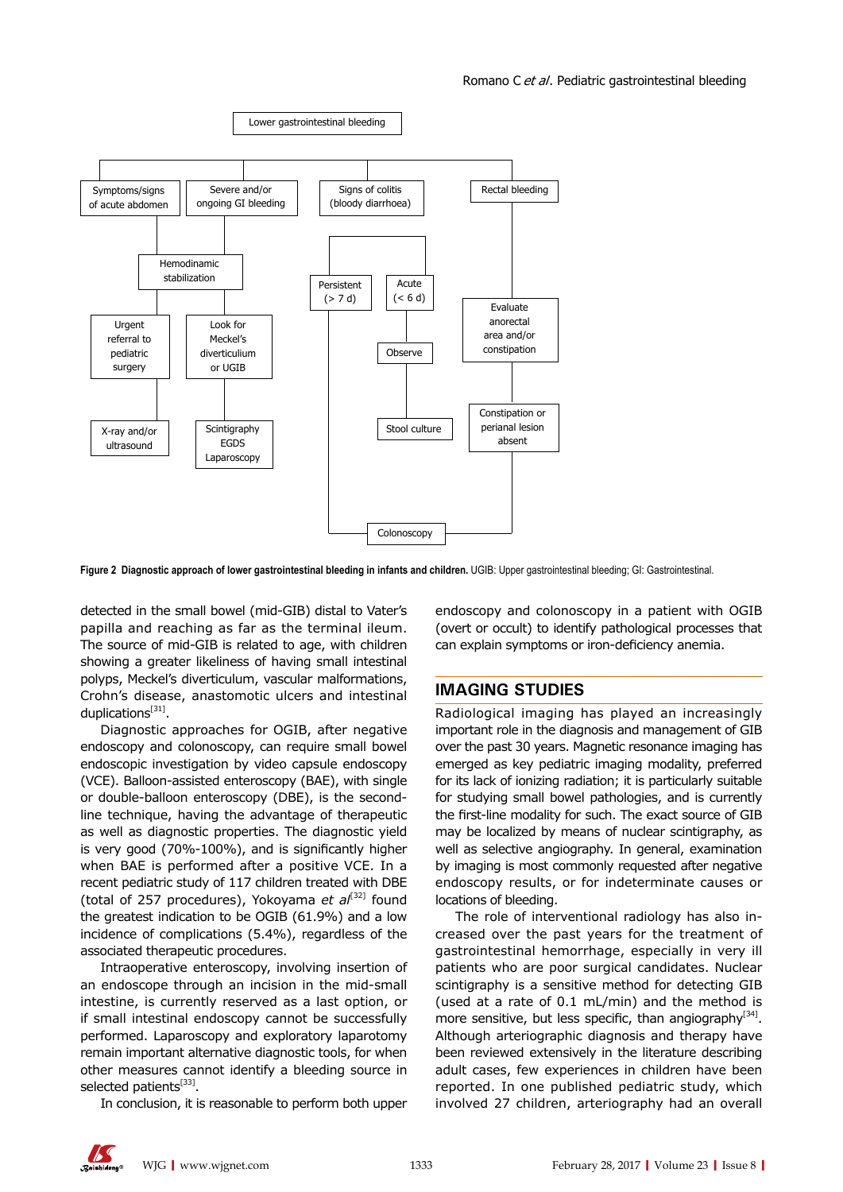**Figure 2 Diagnostic approach of lower gastrointestinal bleeding in infants and children.** UGIB: Upper gastrointestinal bleeding; GI: Gastrointestinal.

detected in the small bowel (mid-GIB) distal to Vater's papilla and reaching as far as the terminal ileum. The source of mid-GIB is related to age, with children showing a greater likeliness of having small intestinal polyps, Meckel's diverticulum, vascular malformations, Crohn's disease, anastomotic ulcers and intestinal duplications[31].

Diagnostic approaches for OGIB, after negative endoscopy and colonoscopy, can require small bowel endoscopic investigation by video capsule endoscopy (VCE). Balloon-assisted enteroscopy (BAE), with single or double-balloon enteroscopy (DBE), is the second-line technique, having the advantage of therapeutic as well as diagnostic properties. The diagnostic yield is very good (70%-100%), and is significantly higher when BAE is performed after a positive VCE. In a recent pediatric study of 117 children treated with DBE (total of 257 procedures), Yokoyama *et al*[32] found the greatest indication to be OGIB (61.9%) and a low incidence of complications (5.4%), regardless of the associated therapeutic procedures.

Intraoperative enteroscopy, involving insertion of an endoscope through an incision in the mid-small intestine, is currently reserved as a last option, or if small intestinal endoscopy cannot be successfully performed. Laparoscopy and exploratory laparotomy remain important alternative diagnostic tools, for when other measures cannot identify a bleeding source in selected patients[33].

In conclusion, it is reasonable to perform both upper endoscopy and colonoscopy in a patient with OGIB (overt or occult) to identify pathological processes that can explain symptoms or iron-deficiency anemia.

## IMAGING STUDIES

Radiological imaging has played an increasingly important role in the diagnosis and management of GIB over the past 30 years. Magnetic resonance imaging has emerged as key pediatric imaging modality, preferred for its lack of ionizing radiation; it is particularly suitable for studying small bowel pathologies, and is currently the first-line modality for such. The exact source of GIB may be localized by means of nuclear scintigraphy, as well as selective angiography. In general, examination by imaging is most commonly requested after negative endoscopy results, or for indeterminate causes or locations of bleeding.

The role of interventional radiology has also increased over the past years for the treatment of gastrointestinal hemorrhage, especially in very ill patients who are poor surgical candidates. Nuclear scintigraphy is a sensitive method for detecting GIB (used at a rate of 0.1 mL/min) and the method is more sensitive, but less specific, than angiography[34]. Although arteriographic diagnosis and therapy have been reviewed extensively in the literature describing adult cases, few experiences in children have been reported. In one published pediatric study, which involved 27 children, arteriography had an overall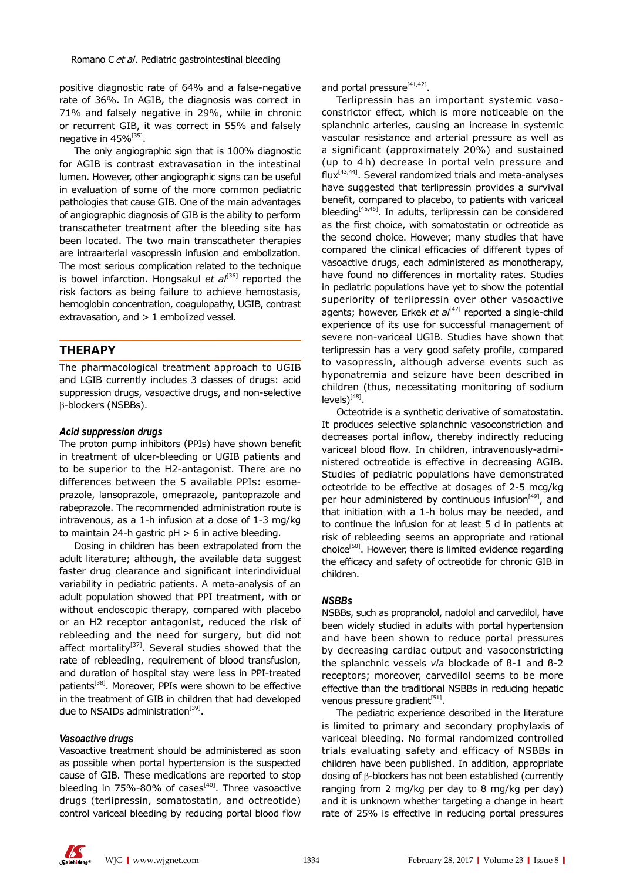positive diagnostic rate of 64% and a false-negative rate of 36%. In AGIB, the diagnosis was correct in 71% and falsely negative in 29%, while in chronic or recurrent GIB, it was correct in 55% and falsely negative in 45%[35].

The only angiographic sign that is 100% diagnostic for AGIB is contrast extravasation in the intestinal lumen. However, other angiographic signs can be useful in evaluation of some of the more common pediatric pathologies that cause GIB. One of the main advantages of angiographic diagnosis of GIB is the ability to perform transcatheter treatment after the bleeding site has been located. The two main transcatheter therapies are intraarterial vasopressin infusion and embolization. The most serious complication related to the technique is bowel infarction. Hongsakul *et al*[36] reported the risk factors as being failure to achieve hemostasis, hemoglobin concentration, coagulopathy, UGIB, contrast extravasation, and > 1 embolized vessel.

## THERAPY

The pharmacological treatment approach to UGIB and LGIB currently includes 3 classes of drugs: acid suppression drugs, vasoactive drugs, and non-selective β-blockers (NSBBs).

### *Acid suppression drugs*

The proton pump inhibitors (PPIs) have shown benefit in treatment of ulcer-bleeding or UGIB patients and to be superior to the H2-antagonist. There are no differences between the 5 available PPIs: esomeprazole, lansoprazole, omeprazole, pantoprazole and rabeprazole. The recommended administration route is intravenous, as a 1-h infusion at a dose of 1-3 mg/kg to maintain 24-h gastric pH > 6 in active bleeding.

Dosing in children has been extrapolated from the adult literature; although, the available data suggest faster drug clearance and significant interindividual variability in pediatric patients. A meta-analysis of an adult population showed that PPI treatment, with or without endoscopic therapy, compared with placebo or an H2 receptor antagonist, reduced the risk of rebleeding and the need for surgery, but did not affect mortality[37]. Several studies showed that the rate of rebleeding, requirement of blood transfusion, and duration of hospital stay were less in PPI-treated patients[38]. Moreover, PPIs were shown to be effective in the treatment of GIB in children that had developed due to NSAIDs administration[39].

### *Vasoactive drugs*

Vasoactive treatment should be administered as soon as possible when portal hypertension is the suspected cause of GIB. These medications are reported to stop bleeding in 75%-80% of cases[40]. Three vasoactive drugs (terlipressin, somatostatin, and octreotide) control variceal bleeding by reducing portal blood flow and portal pressure[41,42].

Terlipressin has an important systemic vasoconstrictor effect, which is more noticeable on the splanchnic arteries, causing an increase in systemic vascular resistance and arterial pressure as well as a significant (approximately 20%) and sustained (up to 4 h) decrease in portal vein pressure and flux[43,44]. Several randomized trials and meta-analyses have suggested that terlipressin provides a survival benefit, compared to placebo, to patients with variceal bleeding[45,46]. In adults, terlipressin can be considered as the first choice, with somatostatin or octreotide as the second choice. However, many studies that have compared the clinical efficacies of different types of vasoactive drugs, each administered as monotherapy, have found no differences in mortality rates. Studies in pediatric populations have yet to show the potential superiority of terlipressin over other vasoactive agents; however, Erkek *et al*[47] reported a single-child experience of its use for successful management of severe non-variceal UGIB. Studies have shown that terlipressin has a very good safety profile, compared to vasopressin, although adverse events such as hyponatremia and seizure have been described in children (thus, necessitating monitoring of sodium levels)[48].

Octeotride is a synthetic derivative of somatostatin. It produces selective splanchnic vasoconstriction and decreases portal inflow, thereby indirectly reducing variceal blood flow. In children, intravenously-administered octeotride is effective in decreasing AGIB. Studies of pediatric populations have demonstrated octeotride to be effective at dosages of 2-5 mcg/kg per hour administered by continuous infusion[49], and that initiation with a 1-h bolus may be needed, and to continue the infusion for at least 5 d in patients at risk of rebleeding seems an appropriate and rational choice[50]. However, there is limited evidence regarding the efficacy and safety of octreotide for chronic GIB in children.

### *NSBBs*

NSBBs, such as propranolol, nadolol and carvedilol, have been widely studied in adults with portal hypertension and have been shown to reduce portal pressures by decreasing cardiac output and vasoconstricting the splanchnic vessels *via* blockade of ß-1 and ß-2 receptors; moreover, carvedilol seems to be more effective than the traditional NSBBs in reducing hepatic venous pressure gradient[51].

The pediatric experience described in the literature is limited to primary and secondary prophylaxis of variceal bleeding. No formal randomized controlled trials evaluating safety and efficacy of NSBBs in children have been published. In addition, appropriate dosing of β-blockers has not been established (currently ranging from 2 mg/kg per day to 8 mg/kg per day) and it is unknown whether targeting a change in heart rate of 25% is effective in reducing portal pressures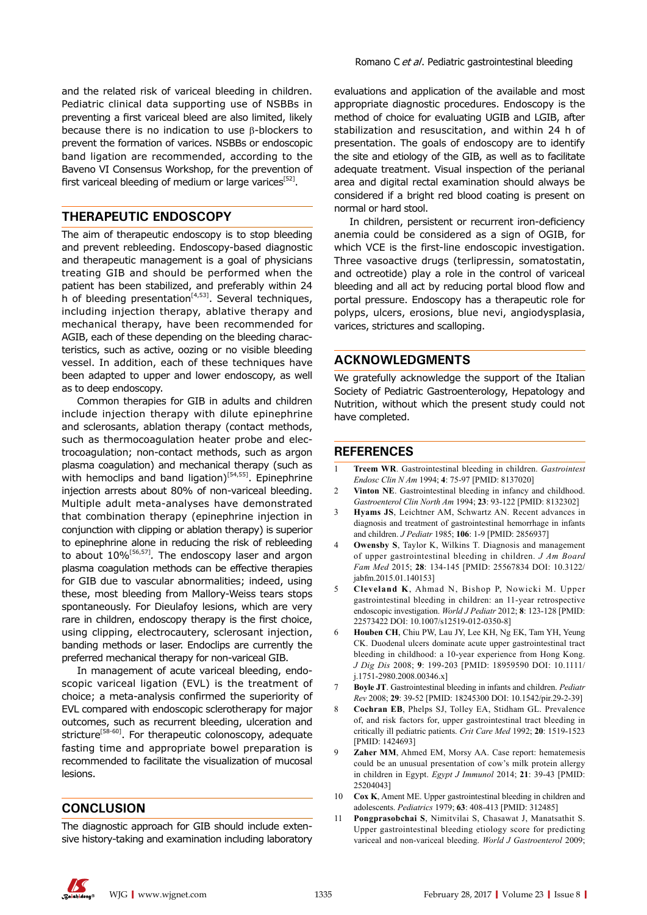and the related risk of variceal bleeding in children. Pediatric clinical data supporting use of NSBBs in preventing a first variceal bleed are also limited, likely because there is no indication to use β-blockers to prevent the formation of varices. NSBBs or endoscopic band ligation are recommended, according to the Baveno VI Consensus Workshop, for the prevention of first variceal bleeding of medium or large varices[52].

## THERAPEUTIC ENDOSCOPY

The aim of therapeutic endoscopy is to stop bleeding and prevent rebleeding. Endoscopy-based diagnostic and therapeutic management is a goal of physicians treating GIB and should be performed when the patient has been stabilized, and preferably within 24 h of bleeding presentation[4,53]. Several techniques, including injection therapy, ablative therapy and mechanical therapy, have been recommended for AGIB, each of these depending on the bleeding characteristics, such as active, oozing or no visible bleeding vessel. In addition, each of these techniques have been adapted to upper and lower endoscopy, as well as to deep endoscopy.

Common therapies for GIB in adults and children include injection therapy with dilute epinephrine and sclerosants, ablation therapy (contact methods, such as thermocoagulation heater probe and electrocoagulation; non-contact methods, such as argon plasma coagulation) and mechanical therapy (such as with hemoclips and band ligation)[54,55]. Epinephrine injection arrests about 80% of non-variceal bleeding. Multiple adult meta-analyses have demonstrated that combination therapy (epinephrine injection in conjunction with clipping or ablation therapy) is superior to epinephrine alone in reducing the risk of rebleeding to about 10%[56,57]. The endoscopy laser and argon plasma coagulation methods can be effective therapies for GIB due to vascular abnormalities; indeed, using these, most bleeding from Mallory-Weiss tears stops spontaneously. For Dieulafoy lesions, which are very rare in children, endoscopy therapy is the first choice, using clipping, electrocautery, sclerosant injection, banding methods or laser. Endoclips are currently the preferred mechanical therapy for non-variceal GIB.

In management of acute variceal bleeding, endoscopic variceal ligation (EVL) is the treatment of choice; a meta-analysis confirmed the superiority of EVL compared with endoscopic sclerotherapy for major outcomes, such as recurrent bleeding, ulceration and stricture[58-60]. For therapeutic colonoscopy, adequate fasting time and appropriate bowel preparation is recommended to facilitate the visualization of mucosal lesions.

## CONCLUSION

The diagnostic approach for GIB should include extensive history-taking and examination including laboratory evaluations and application of the available and most appropriate diagnostic procedures. Endoscopy is the method of choice for evaluating UGIB and LGIB, after stabilization and resuscitation, and within 24 h of presentation. The goals of endoscopy are to identify the site and etiology of the GIB, as well as to facilitate adequate treatment. Visual inspection of the perianal area and digital rectal examination should always be considered if a bright red blood coating is present on normal or hard stool.

In children, persistent or recurrent iron-deficiency anemia could be considered as a sign of OGIB, for which VCE is the first-line endoscopic investigation. Three vasoactive drugs (terlipressin, somatostatin, and octreotide) play a role in the control of variceal bleeding and all act by reducing portal blood flow and portal pressure. Endoscopy has a therapeutic role for polyps, ulcers, erosions, blue nevi, angiodysplasia, varices, strictures and scalloping.

## ACKNOWLEDGMENTS

We gratefully acknowledge the support of the Italian Society of Pediatric Gastroenterology, Hepatology and Nutrition, without which the present study could not have completed.

## REFERENCES

1. **Treem WR**. Gastrointestinal bleeding in children. *Gastrointest Endosc Clin N Am* 1994; **4**: 75-97 [PMID: 8137020]
2. **Vinton NE**. Gastrointestinal bleeding in infancy and childhood. *Gastroenterol Clin North Am* 1994; **23**: 93-122 [PMID: 8132302]
3. **Hyams JS**, Leichtner AM, Schwartz AN. Recent advances in diagnosis and treatment of gastrointestinal hemorrhage in infants and children. *J Pediatr* 1985; **106**: 1-9 [PMID: 2856937]
4. **Owensby S**, Taylor K, Wilkins T. Diagnosis and management of upper gastrointestinal bleeding in children. *J Am Board Fam Med* 2015; **28**: 134-145 [PMID: 25567834 DOI: 10.3122/jabfm.2015.01.140153]
5. **Cleveland K**, Ahmad N, Bishop P, Nowicki M. Upper gastrointestinal bleeding in children: an 11-year retrospective endoscopic investigation. *World J Pediatr* 2012; **8**: 123-128 [PMID: 22573422 DOI: 10.1007/s12519-012-0350-8]
6. **Houben CH**, Chiu PW, Lau JY, Lee KH, Ng EK, Tam YH, Yeung CK. Duodenal ulcers dominate acute upper gastrointestinal tract bleeding in childhood: a 10-year experience from Hong Kong. *J Dig Dis* 2008; **9**: 199-203 [PMID: 18959590 DOI: 10.1111/j.1751-2980.2008.00346.x]
7. **Boyle JT**. Gastrointestinal bleeding in infants and children. *Pediatr Rev* 2008; **29**: 39-52 [PMID: 18245300 DOI: 10.1542/pir.29-2-39]
8. **Cochran EB**, Phelps SJ, Tolley EA, Stidham GL. Prevalence of, and risk factors for, upper gastrointestinal tract bleeding in critically ill pediatric patients. *Crit Care Med* 1992; **20**: 1519-1523 [PMID: 1424693]
9. **Zaher MM**, Ahmed EM, Morsy AA. Case report: hematemesis could be an unusual presentation of cow's milk protein allergy in children in Egypt. *Egypt J Immunol* 2014; **21**: 39-43 [PMID: 25204043]
10. **Cox K**, Ament ME. Upper gastrointestinal bleeding in children and adolescents. *Pediatrics* 1979; **63**: 408-413 [PMID: 312485]
11. **Pongprasobchai S**, Nimitvilai S, Chasawat J, Manatsathit S. Upper gastrointestinal bleeding etiology score for predicting variceal and non-variceal bleeding. *World J Gastroenterol* 2009;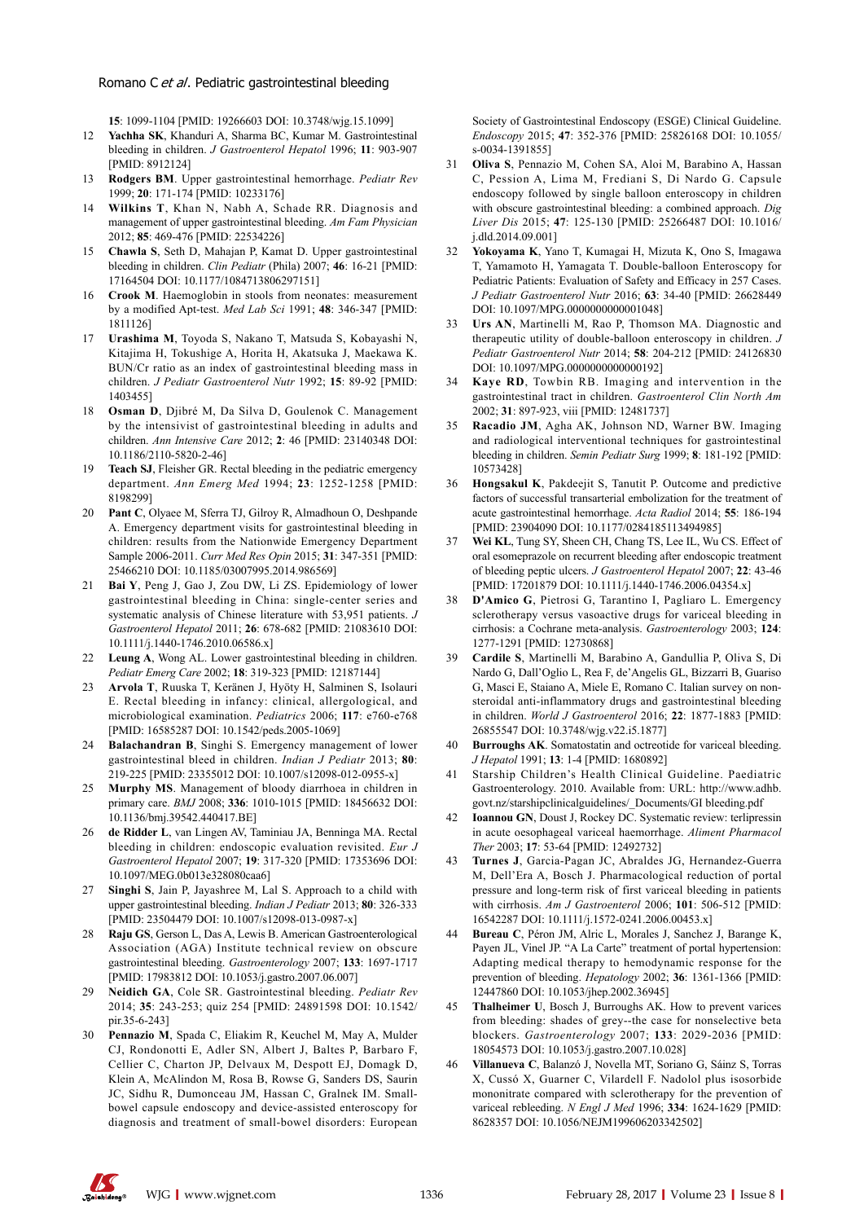15: 1099-1104 [PMID: 19266603 DOI: 10.3748/wjg.15.1099]

12 **Yachha SK**, Khanduri A, Sharma BC, Kumar M. Gastrointestinal bleeding in children. *J Gastroenterol Hepatol* 1996; **11**: 903-907 [PMID: 8912124]

13 **Rodgers BM**. Upper gastrointestinal hemorrhage. *Pediatr Rev* 1999; **20**: 171-174 [PMID: 10233176]

14 **Wilkins T**, Khan N, Nabh A, Schade RR. Diagnosis and management of upper gastrointestinal bleeding. *Am Fam Physician* 2012; **85**: 469-476 [PMID: 22534226]

15 **Chawla S**, Seth D, Mahajan P, Kamat D. Upper gastrointestinal bleeding in children. *Clin Pediatr* (Phila) 2007; **46**: 16-21 [PMID: 17164504 DOI: 10.1177/1084713806297151]

16 **Crook M**. Haemoglobin in stools from neonates: measurement by a modified Apt-test. *Med Lab Sci* 1991; **48**: 346-347 [PMID: 1811126]

17 **Urashima M**, Toyoda S, Nakano T, Matsuda S, Kobayashi N, Kitajima H, Tokushige A, Horita H, Akatsuka J, Maekawa K. BUN/Cr ratio as an index of gastrointestinal bleeding mass in children. *J Pediatr Gastroenterol Nutr* 1992; **15**: 89-92 [PMID: 1403455]

18 **Osman D**, Djibré M, Da Silva D, Goulenok C. Management by the intensivist of gastrointestinal bleeding in adults and children. *Ann Intensive Care* 2012; **2**: 46 [PMID: 23140348 DOI: 10.1186/2110-5820-2-46]

19 **Teach SJ**, Fleisher GR. Rectal bleeding in the pediatric emergency department. *Ann Emerg Med* 1994; **23**: 1252-1258 [PMID: 8198299]

20 **Pant C**, Olyaee M, Sferra TJ, Gilroy R, Almadhoun O, Deshpande A. Emergency department visits for gastrointestinal bleeding in children: results from the Nationwide Emergency Department Sample 2006-2011. *Curr Med Res Opin* 2015; **31**: 347-351 [PMID: 25466210 DOI: 10.1185/03007995.2014.986569]

21 **Bai Y**, Peng J, Gao J, Zou DW, Li ZS. Epidemiology of lower gastrointestinal bleeding in China: single-center series and systematic analysis of Chinese literature with 53,951 patients. *J Gastroenterol Hepatol* 2011; **26**: 678-682 [PMID: 21083610 DOI: 10.1111/j.1440-1746.2010.06586.x]

22 **Leung A**, Wong AL. Lower gastrointestinal bleeding in children. *Pediatr Emerg Care* 2002; **18**: 319-323 [PMID: 12187144]

23 **Arvola T**, Ruuska T, Keränen J, Hyöty H, Salminen S, Isolauri E. Rectal bleeding in infancy: clinical, allergological, and microbiological examination. *Pediatrics* 2006; **117**: e760-e768 [PMID: 16585287 DOI: 10.1542/peds.2005-1069]

24 **Balachandran B**, Singhi S. Emergency management of lower gastrointestinal bleed in children. *Indian J Pediatr* 2013; **80**: 219-225 [PMID: 23355012 DOI: 10.1007/s12098-012-0955-x]

25 **Murphy MS**. Management of bloody diarrhoea in children in primary care. *BMJ* 2008; **336**: 1010-1015 [PMID: 18456632 DOI: 10.1136/bmj.39542.440417.BE]

26 **de Ridder L**, van Lingen AV, Taminiau JA, Benninga MA. Rectal bleeding in children: endoscopic evaluation revisited. *Eur J Gastroenterol Hepatol* 2007; **19**: 317-320 [PMID: 17353696 DOI: 10.1097/MEG.0b013e328080caa6]

27 **Singhi S**, Jain P, Jayashree M, Lal S. Approach to a child with upper gastrointestinal bleeding. *Indian J Pediatr* 2013; **80**: 326-333 [PMID: 23504479 DOI: 10.1007/s12098-013-0987-x]

28 **Raju GS**, Gerson L, Das A, Lewis B. American Gastroenterological Association (AGA) Institute technical review on obscure gastrointestinal bleeding. *Gastroenterology* 2007; **133**: 1697-1717 [PMID: 17983812 DOI: 10.1053/j.gastro.2007.06.007]

29 **Neidich GA**, Cole SR. Gastrointestinal bleeding. *Pediatr Rev* 2014; **35**: 243-253; quiz 254 [PMID: 24891598 DOI: 10.1542/pir.35-6-243]

30 **Pennazio M**, Spada C, Eliakim R, Keuchel M, May A, Mulder CJ, Rondonotti E, Adler SN, Albert J, Baltes P, Barbaro F, Cellier C, Charton JP, Delvaux M, Despott EJ, Domagk D, Klein A, McAlindon M, Rosa B, Rowse G, Sanders DS, Saurin JC, Sidhu R, Dumonceau JM, Hassan C, Gralnek IM. Small-bowel capsule endoscopy and device-assisted enteroscopy for diagnosis and treatment of small-bowel disorders: European Society of Gastrointestinal Endoscopy (ESGE) Clinical Guideline. *Endoscopy* 2015; **47**: 352-376 [PMID: 25826168 DOI: 10.1055/s-0034-1391855]

31 **Oliva S**, Pennazio M, Cohen SA, Aloi M, Barabino A, Hassan C, Pession A, Lima M, Frediani S, Di Nardo G. Capsule endoscopy followed by single balloon enteroscopy in children with obscure gastrointestinal bleeding: a combined approach. *Dig Liver Dis* 2015; **47**: 125-130 [PMID: 25266487 DOI: 10.1016/j.dld.2014.09.001]

32 **Yokoyama K**, Yano T, Kumagai H, Mizuta K, Ono S, Imagawa T, Yamamoto H, Yamagata T. Double-balloon Enteroscopy for Pediatric Patients: Evaluation of Safety and Efficacy in 257 Cases. *J Pediatr Gastroenterol Nutr* 2016; **63**: 34-40 [PMID: 26628449 DOI: 10.1097/MPG.0000000000001048]

33 **Urs AN**, Martinelli M, Rao P, Thomson MA. Diagnostic and therapeutic utility of double-balloon enteroscopy in children. *J Pediatr Gastroenterol Nutr* 2014; **58**: 204-212 [PMID: 24126830 DOI: 10.1097/MPG.0000000000000192]

34 **Kaye RD**, Towbin RB. Imaging and intervention in the gastrointestinal tract in children. *Gastroenterol Clin North Am* 2002; **31**: 897-923, viii [PMID: 12481737]

35 **Racadio JM**, Agha AK, Johnson ND, Warner BW. Imaging and radiological interventional techniques for gastrointestinal bleeding in children. *Semin Pediatr Surg* 1999; **8**: 181-192 [PMID: 10573428]

36 **Hongsakul K**, Pakdeejit S, Tanutit P. Outcome and predictive factors of successful transarterial embolization for the treatment of acute gastrointestinal hemorrhage. *Acta Radiol* 2014; **55**: 186-194 [PMID: 23904090 DOI: 10.1177/0284185113494985]

37 **Wei KL**, Tung SY, Sheen CH, Chang TS, Lee IL, Wu CS. Effect of oral esomeprazole on recurrent bleeding after endoscopic treatment of bleeding peptic ulcers. *J Gastroenterol Hepatol* 2007; **22**: 43-46 [PMID: 17201879 DOI: 10.1111/j.1440-1746.2006.04354.x]

38 **D'Amico G**, Pietrosi G, Tarantino I, Pagliaro L. Emergency sclerotherapy versus vasoactive drugs for variceal bleeding in cirrhosis: a Cochrane meta-analysis. *Gastroenterology* 2003; **124**: 1277-1291 [PMID: 12730868]

39 **Cardile S**, Martinelli M, Barabino A, Gandullia P, Oliva S, Di Nardo G, Dall'Oglio L, Rea F, de'Angelis GL, Bizzarri B, Guariso G, Masci E, Staiano A, Miele E, Romano C. Italian survey on non-steroidal anti-inflammatory drugs and gastrointestinal bleeding in children. *World J Gastroenterol* 2016; **22**: 1877-1883 [PMID: 26855547 DOI: 10.3748/wjg.v22.i5.1877]

40 **Burroughs AK**. Somatostatin and octreotide for variceal bleeding. *J Hepatol* 1991; **13**: 1-4 [PMID: 1680892]

41 Starship Children's Health Clinical Guideline. Paediatric Gastroenterology. 2010. Available from: URL: http://www.adhb.govt.nz/starshipclinicalguidelines/_Documents/GI bleeding.pdf

42 **Ioannou GN**, Doust J, Rockey DC. Systematic review: terlipressin in acute oesophageal variceal haemorrhage. *Aliment Pharmacol Ther* 2003; **17**: 53-64 [PMID: 12492732]

43 **Turnes J**, Garcia-Pagan JC, Abraldes JG, Hernandez-Guerra M, Dell'Era A, Bosch J. Pharmacological reduction of portal pressure and long-term risk of first variceal bleeding in patients with cirrhosis. *Am J Gastroenterol* 2006; **101**: 506-512 [PMID: 16542287 DOI: 10.1111/j.1572-0241.2006.00453.x]

44 **Bureau C**, Péron JM, Alric L, Morales J, Sanchez J, Barange K, Payen JL, Vinel JP. "A La Carte" treatment of portal hypertension: Adapting medical therapy to hemodynamic response for the prevention of bleeding. *Hepatology* 2002; **36**: 1361-1366 [PMID: 12447860 DOI: 10.1053/jhep.2002.36945]

45 **Thalheimer U**, Bosch J, Burroughs AK. How to prevent varices from bleeding: shades of grey--the case for nonselective beta blockers. *Gastroenterology* 2007; **133**: 2029-2036 [PMID: 18054573 DOI: 10.1053/j.gastro.2007.10.028]

46 **Villanueva C**, Balanzó J, Novella MT, Soriano G, Sáinz S, Torras X, Cussó X, Guarner C, Vilardell F. Nadolol plus isosorbide mononitrate compared with sclerotherapy for the prevention of variceal rebleeding. *N Engl J Med* 1996; **334**: 1624-1629 [PMID: 8628357 DOI: 10.1056/NEJM199606203342502]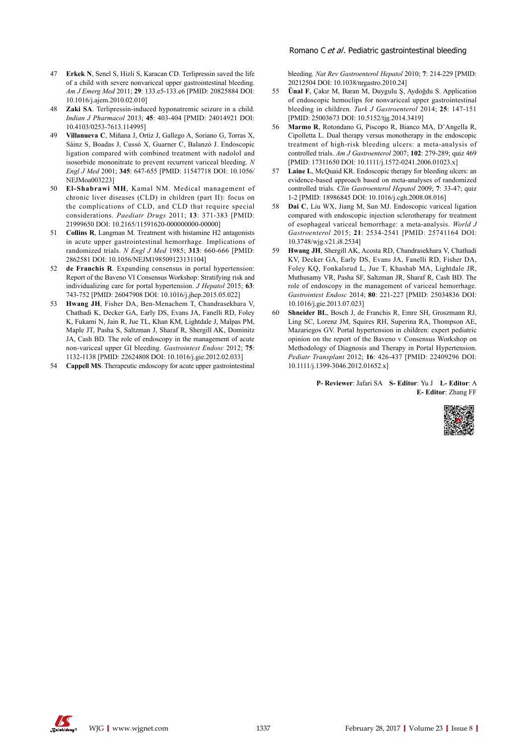47 **Erkek N**, Senel S, Hizli S, Karacan CD. Terlipressin saved the life of a child with severe nonvariceal upper gastrointestinal bleeding. *Am J Emerg Med* 2011; **29**: 133.e5-133.e6 [PMID: 20825884 DOI: 10.1016/j.ajem.2010.02.010]

48 **Zaki SA**. Terlipressin-induced hyponatremic seizure in a child. *Indian J Pharmacol* 2013; **45**: 403-404 [PMID: 24014921 DOI: 10.4103/0253-7613.114995]

49 **Villanueva C**, Miñana J, Ortiz J, Gallego A, Soriano G, Torras X, Sáinz S, Boadas J, Cussó X, Guarner C, Balanzó J. Endoscopic ligation compared with combined treatment with nadolol and isosorbide mononitrate to prevent recurrent variceal bleeding. *N Engl J Med* 2001; **345**: 647-655 [PMID: 11547718 DOI: 10.1056/NEJMoa003223]

50 **El-Shabrawi MH**, Kamal NM. Medical management of chronic liver diseases (CLD) in children (part II): focus on the complications of CLD, and CLD that require special considerations. *Paediatr Drugs* 2011; **13**: 371-383 [PMID: 21999650 DOI: 10.2165/11591620-000000000-00000]

51 **Collins R**, Langman M. Treatment with histamine H2 antagonists in acute upper gastrointestinal hemorrhage. Implications of randomized trials. *N Engl J Med* 1985; **313**: 660-666 [PMID: 2862581 DOI: 10.1056/NEJM198509123131104]

52 **de Franchis R**. Expanding consensus in portal hypertension: Report of the Baveno VI Consensus Workshop: Stratifying risk and individualizing care for portal hypertension. *J Hepatol* 2015; **63**: 743-752 [PMID: 26047908 DOI: 10.1016/j.jhep.2015.05.022]

53 **Hwang JH**, Fisher DA, Ben-Menachem T, Chandrasekhara V, Chathadi K, Decker GA, Early DS, Evans JA, Fanelli RD, Foley K, Fukami N, Jain R, Jue TL, Khan KM, Lightdale J, Malpas PM, Maple JT, Pasha S, Saltzman J, Sharaf R, Shergill AK, Dominitz JA, Cash BD. The role of endoscopy in the management of acute non-variceal upper GI bleeding. *Gastrointest Endosc* 2012; **75**: 1132-1138 [PMID: 22624808 DOI: 10.1016/j.gie.2012.02.033]

54 **Cappell MS**. Therapeutic endoscopy for acute upper gastrointestinal bleeding. *Nat Rev Gastroenterol Hepatol* 2010; **7**: 214-229 [PMID: 20212504 DOI: 10.1038/nrgastro.2010.24]

55 **Ünal F**, Çakır M, Baran M, Duygulu Ş, Aydoğdu S. Application of endoscopic hemoclips for nonvariceal upper gastrointestinal bleeding in children. *Turk J Gastroenterol* 2014; **25**: 147-151 [PMID: 25003673 DOI: 10.5152/tjg.2014.3419]

56 **Marmo R**, Rotondano G, Piscopo R, Bianco MA, D'Angella R, Cipolletta L. Dual therapy versus monotherapy in the endoscopic treatment of high-risk bleeding ulcers: a meta-analysis of controlled trials. *Am J Gastroenterol* 2007; **102**: 279-289; quiz 469 [PMID: 17311650 DOI: 10.1111/j.1572-0241.2006.01023.x]

57 **Laine L**, McQuaid KR. Endoscopic therapy for bleeding ulcers: an evidence-based approach based on meta-analyses of randomized controlled trials. *Clin Gastroenterol Hepatol* 2009; **7**: 33-47; quiz 1-2 [PMID: 18986845 DOI: 10.1016/j.cgh.2008.08.016]

58 **Dai C**, Liu WX, Jiang M, Sun MJ. Endoscopic variceal ligation compared with endoscopic injection sclerotherapy for treatment of esophageal variceal hemorrhage: a meta-analysis. *World J Gastroenterol* 2015; **21**: 2534-2541 [PMID: 25741164 DOI: 10.3748/wjg.v21.i8.2534]

59 **Hwang JH**, Shergill AK, Acosta RD, Chandrasekhara V, Chathadi KV, Decker GA, Early DS, Evans JA, Fanelli RD, Fisher DA, Foley KQ, Fonkalsrud L, Jue T, Khashab MA, Lightdale JR, Muthusamy VR, Pasha SF, Saltzman JR, Sharaf R, Cash BD. The role of endoscopy in the management of variceal hemorrhage. *Gastrointest Endosc* 2014; **80**: 221-227 [PMID: 25034836 DOI: 10.1016/j.gie.2013.07.023]

60 **Shneider BL**, Bosch J, de Franchis R, Emre SH, Groszmann RJ, Ling SC, Lorenz JM, Squires RH, Superina RA, Thompson AE, Mazariegos GV. Portal hypertension in children: expert pediatric opinion on the report of the Baveno v Consensus Workshop on Methodology of Diagnosis and Therapy in Portal Hypertension. *Pediatr Transplant* 2012; **16**: 426-437 [PMID: 22409296 DOI: 10.1111/j.1399-3046.2012.01652.x]

**P- Reviewer**: Jafari SA **S- Editor**: Yu J **L- Editor**: A **E- Editor**: Zhang FF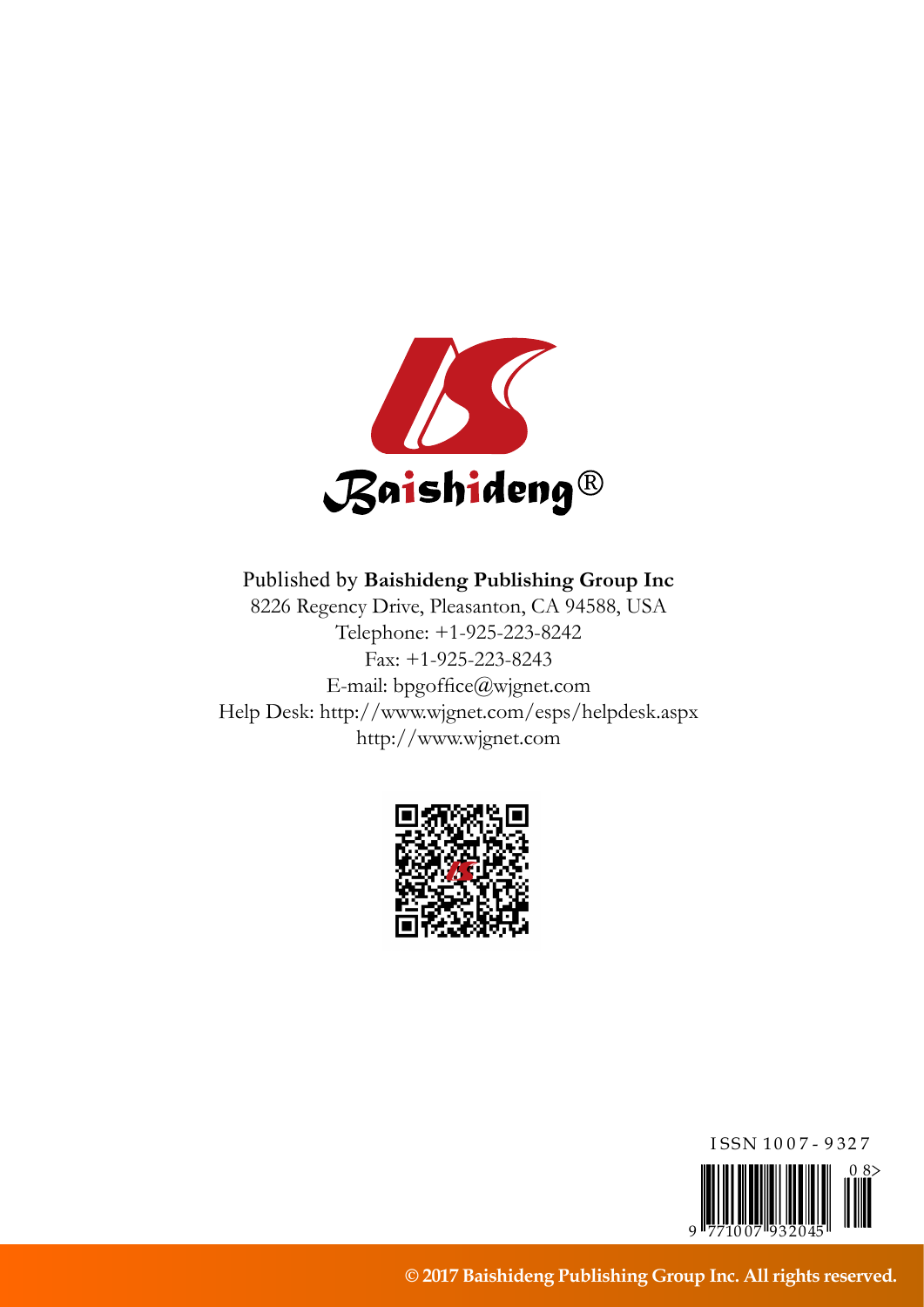Baishideng®

Published by **Baishideng Publishing Group Inc**

8226 Regency Drive, Pleasanton, CA 94588, USA

Telephone: +1-925-223-8242

Fax: +1-925-223-8243

E-mail: bpgoffice@wjgnet.com

Help Desk: http://www.wjgnet.com/esps/helpdesk.aspx

http://www.wjgnet.com

ISSN 1007-9327

**© 2017 Baishideng Publishing Group Inc. All rights reserved.**